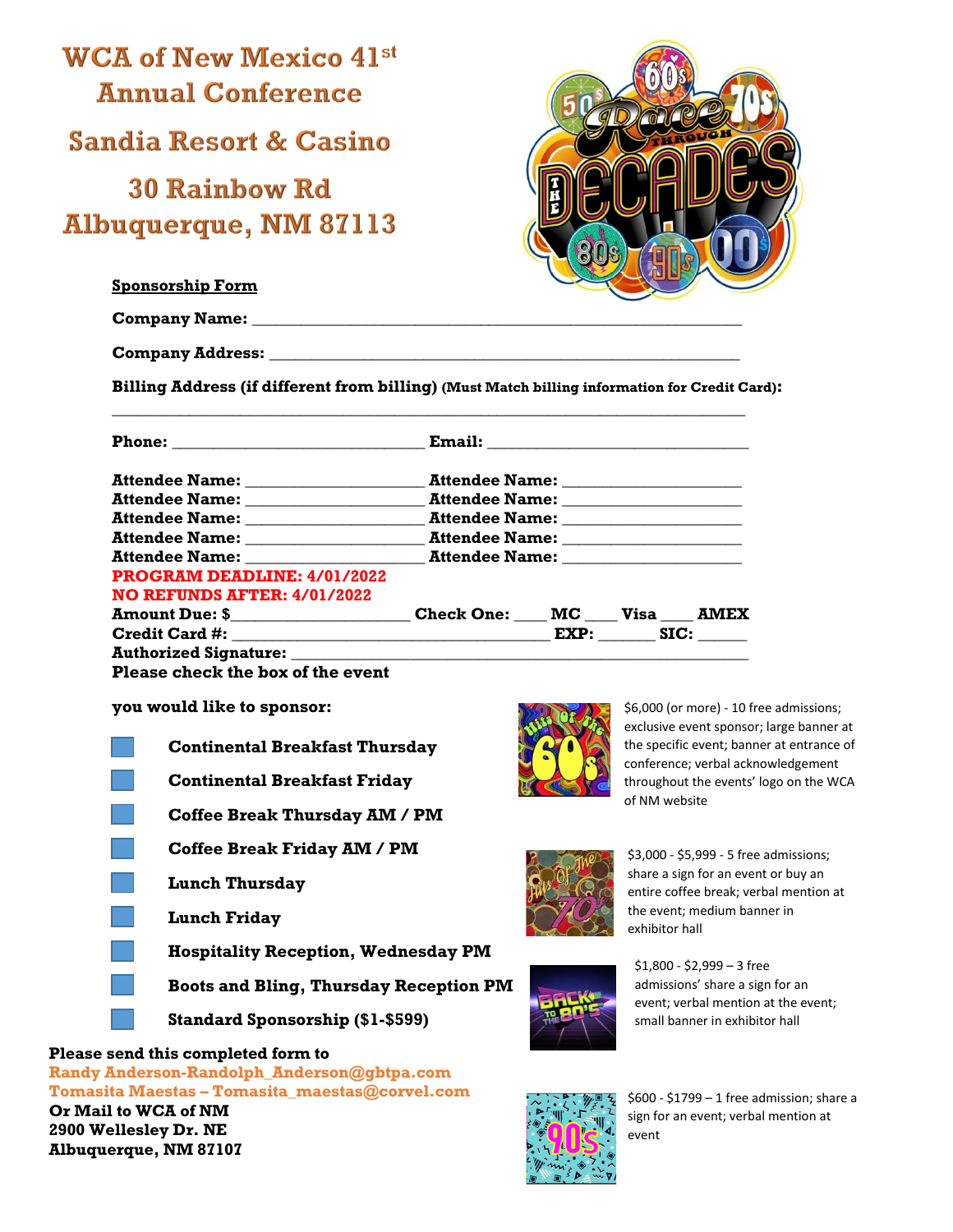# WCA of New Mexico 41st Annual Conference

## Sandia Resort & Casino

## 30 Rainbow Rd
## Albuquerque, NM 87113

**Sponsorship Form**

**Company Name:** ______________________________________________

**Company Address:** ______________________________________________

**Billing Address (if different from billing) (Must Match billing information for Credit Card):**

______________________________________________________________

**Phone:** ______________________ **Email:** ______________________

**Attendee Name:** ________________ **Attendee Name:** ________________
**Attendee Name:** ________________ **Attendee Name:** ________________
**Attendee Name:** ________________ **Attendee Name:** ________________
**Attendee Name:** ________________ **Attendee Name:** ________________
**Attendee Name:** ________________ **Attendee Name:** ________________

**PROGRAM DEADLINE: 4/01/2022**
**NO REFUNDS AFTER: 4/01/2022**

**Amount Due: $**________________ **Check One:** ____ **MC** ____ **Visa** ____ **AMEX**
**Credit Card #:** ____________________________ **EXP:** ______ **SIC:** _____
**Authorized Signature:** ______________________________________________

**Please check the box of the event you would like to sponsor:**

- ☐ **Continental Breakfast Thursday**
- ☐ **Continental Breakfast Friday**
- ☐ **Coffee Break Thursday AM / PM**
- ☐ **Coffee Break Friday AM / PM**
- ☐ **Lunch Thursday**
- ☐ **Lunch Friday**
- ☐ **Hospitality Reception, Wednesday PM**
- ☐ **Boots and Bling, Thursday Reception PM**
- ☐ **Standard Sponsorship ($1-$599)**

$6,000 (or more) - 10 free admissions; exclusive event sponsor; large banner at the specific event; banner at entrance of conference; verbal acknowledgement throughout the events' logo on the WCA of NM website

$3,000 - $5,999 - 5 free admissions; share a sign for an event or buy an entire coffee break; verbal mention at the event; medium banner in exhibitor hall

$1,800 - $2,999 – 3 free admissions' share a sign for an event; verbal mention at the event; small banner in exhibitor hall

$600 - $1799 – 1 free admission; share a sign for an event; verbal mention at event

**Please send this completed form to**
**Randy Anderson-Randolph_Anderson@gbtpa.com**
**Tomasita Maestas – Tomasita_maestas@corvel.com**
**Or Mail to WCA of NM**
**2900 Wellesley Dr. NE**
**Albuquerque, NM 87107**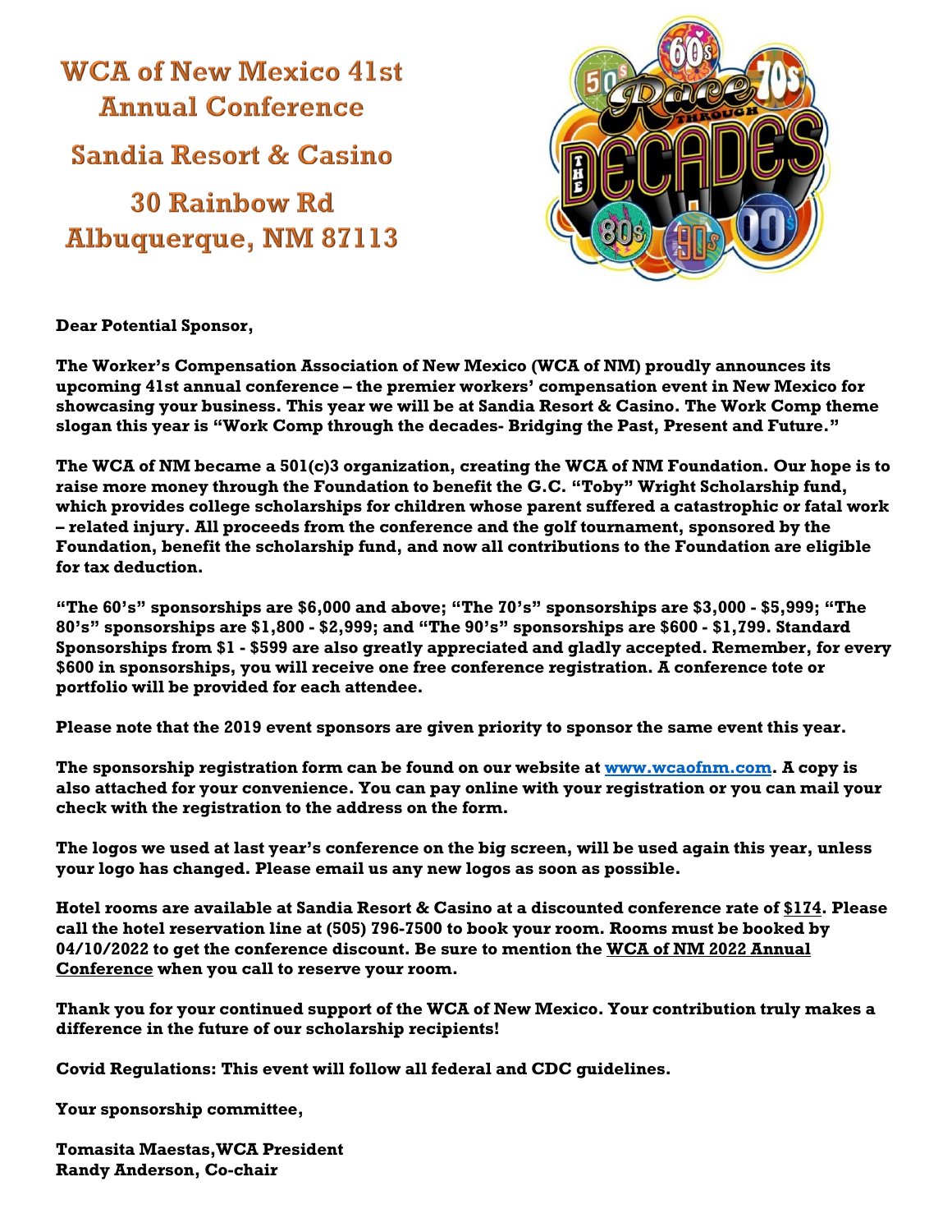# WCA of New Mexico 41st Annual Conference

## Sandia Resort & Casino

## 30 Rainbow Rd
## Albuquerque, NM 87113

**Dear Potential Sponsor,**

**The Worker's Compensation Association of New Mexico (WCA of NM) proudly announces its upcoming 41st annual conference – the premier workers' compensation event in New Mexico for showcasing your business. This year we will be at Sandia Resort & Casino. The Work Comp theme slogan this year is "Work Comp through the decades- Bridging the Past, Present and Future."**

**The WCA of NM became a 501(c)3 organization, creating the WCA of NM Foundation. Our hope is to raise more money through the Foundation to benefit the G.C. "Toby" Wright Scholarship fund, which provides college scholarships for children whose parent suffered a catastrophic or fatal work – related injury. All proceeds from the conference and the golf tournament, sponsored by the Foundation, benefit the scholarship fund, and now all contributions to the Foundation are eligible for tax deduction.**

**"The 60's" sponsorships are $6,000 and above; "The 70's" sponsorships are $3,000 - $5,999; "The 80's" sponsorships are $1,800 - $2,999; and "The 90's" sponsorships are $600 - $1,799. Standard Sponsorships from $1 - $599 are also greatly appreciated and gladly accepted. Remember, for every $600 in sponsorships, you will receive one free conference registration. A conference tote or portfolio will be provided for each attendee.**

**Please note that the 2019 event sponsors are given priority to sponsor the same event this year.**

**The sponsorship registration form can be found on our website at [www.wcaofnm.com](http://www.wcaofnm.com). A copy is also attached for your convenience. You can pay online with your registration or you can mail your check with the registration to the address on the form.**

**The logos we used at last year's conference on the big screen, will be used again this year, unless your logo has changed. Please email us any new logos as soon as possible.**

**Hotel rooms are available at Sandia Resort & Casino at a discounted conference rate of <u>$174</u>. Please call the hotel reservation line at (505) 796-7500 to book your room. Rooms must be booked by 04/10/2022 to get the conference discount. Be sure to mention the <u>WCA of NM 2022 Annual Conference</u> when you call to reserve your room.**

**Thank you for your continued support of the WCA of New Mexico. Your contribution truly makes a difference in the future of our scholarship recipients!**

**Covid Regulations: This event will follow all federal and CDC guidelines.**

**Your sponsorship committee,**

**Tomasita Maestas, WCA President**
**Randy Anderson, Co-chair**